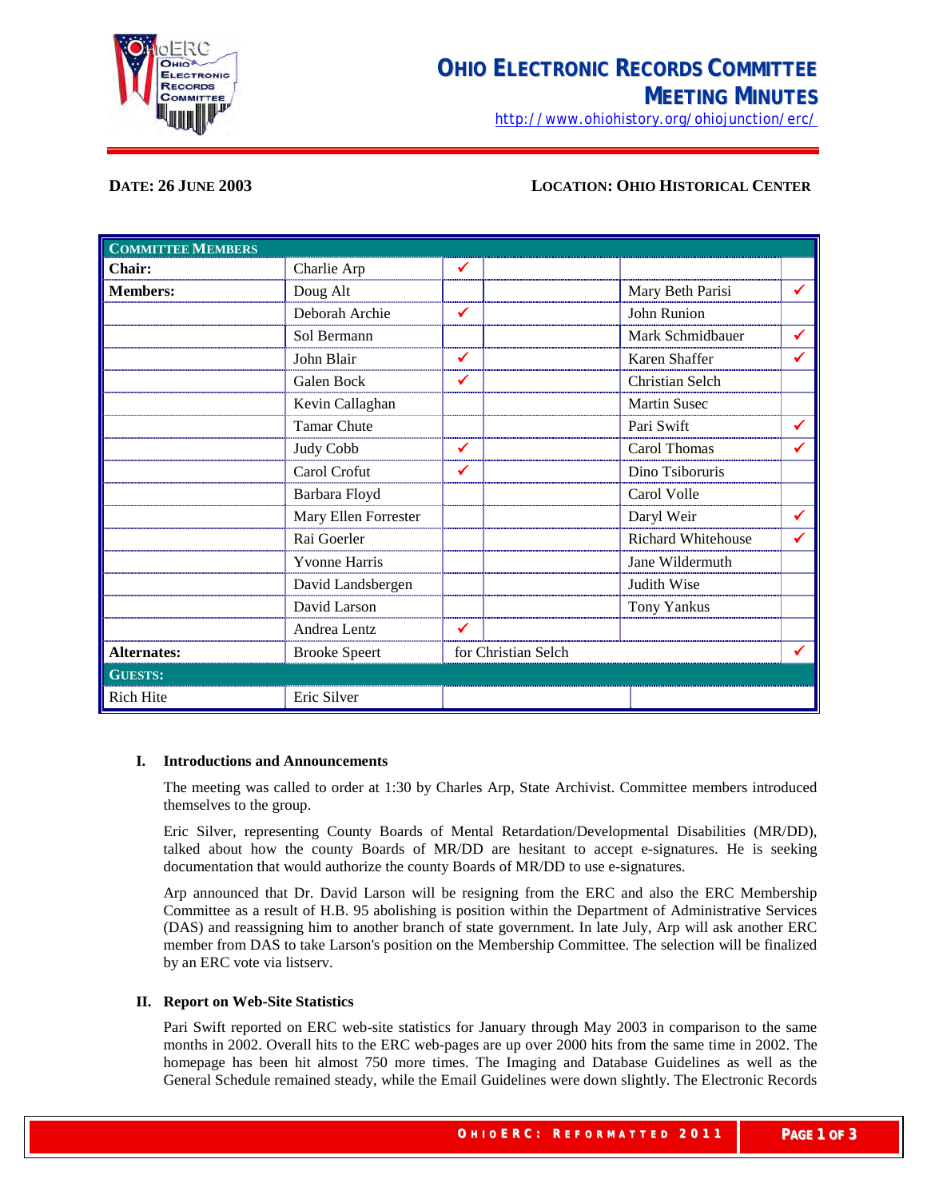# OHIO ELECTRONIC RECORDS COMMITTEE
## MEETING MINUTES

http://www.ohiohistory.org/ohiojunction/erc/

**DATE: 26 JUNE 2003** **LOCATION: OHIO HISTORICAL CENTER**

| COMMITTEE MEMBERS | | | | | |
|---|---|---|---|---|---|
| **Chair:** | Charlie Arp | ✓ | | | |
| **Members:** | Doug Alt | | | Mary Beth Parisi | ✓ |
| | Deborah Archie | ✓ | | John Runion | |
| | Sol Bermann | | | Mark Schmidbauer | ✓ |
| | John Blair | ✓ | | Karen Shaffer | ✓ |
| | Galen Bock | ✓ | | Christian Selch | |
| | Kevin Callaghan | | | Martin Susec | |
| | Tamar Chute | | | Pari Swift | ✓ |
| | Judy Cobb | ✓ | | Carol Thomas | ✓ |
| | Carol Crofut | ✓ | | Dino Tsiboruris | |
| | Barbara Floyd | | | Carol Volle | |
| | Mary Ellen Forrester | | | Daryl Weir | ✓ |
| | Rai Goerler | | | Richard Whitehouse | ✓ |
| | Yvonne Harris | | | Jane Wildermuth | |
| | David Landsbergen | | | Judith Wise | |
| | David Larson | | | Tony Yankus | |
| | Andrea Lentz | ✓ | | | |
| **Alternates:** | Brooke Speert | for Christian Selch | | | ✓ |
| **GUESTS:** | | | | | |
| Rich Hite | Eric Silver | | | | |

### I. Introductions and Announcements

The meeting was called to order at 1:30 by Charles Arp, State Archivist. Committee members introduced themselves to the group.

Eric Silver, representing County Boards of Mental Retardation/Developmental Disabilities (MR/DD), talked about how the county Boards of MR/DD are hesitant to accept e-signatures. He is seeking documentation that would authorize the county Boards of MR/DD to use e-signatures.

Arp announced that Dr. David Larson will be resigning from the ERC and also the ERC Membership Committee as a result of H.B. 95 abolishing is position within the Department of Administrative Services (DAS) and reassigning him to another branch of state government. In late July, Arp will ask another ERC member from DAS to take Larson's position on the Membership Committee. The selection will be finalized by an ERC vote via listserv.

### II. Report on Web-Site Statistics

Pari Swift reported on ERC web-site statistics for January through May 2003 in comparison to the same months in 2002. Overall hits to the ERC web-pages are up over 2000 hits from the same time in 2002. The homepage has been hit almost 750 more times. The Imaging and Database Guidelines as well as the General Schedule remained steady, while the Email Guidelines were down slightly. The Electronic Records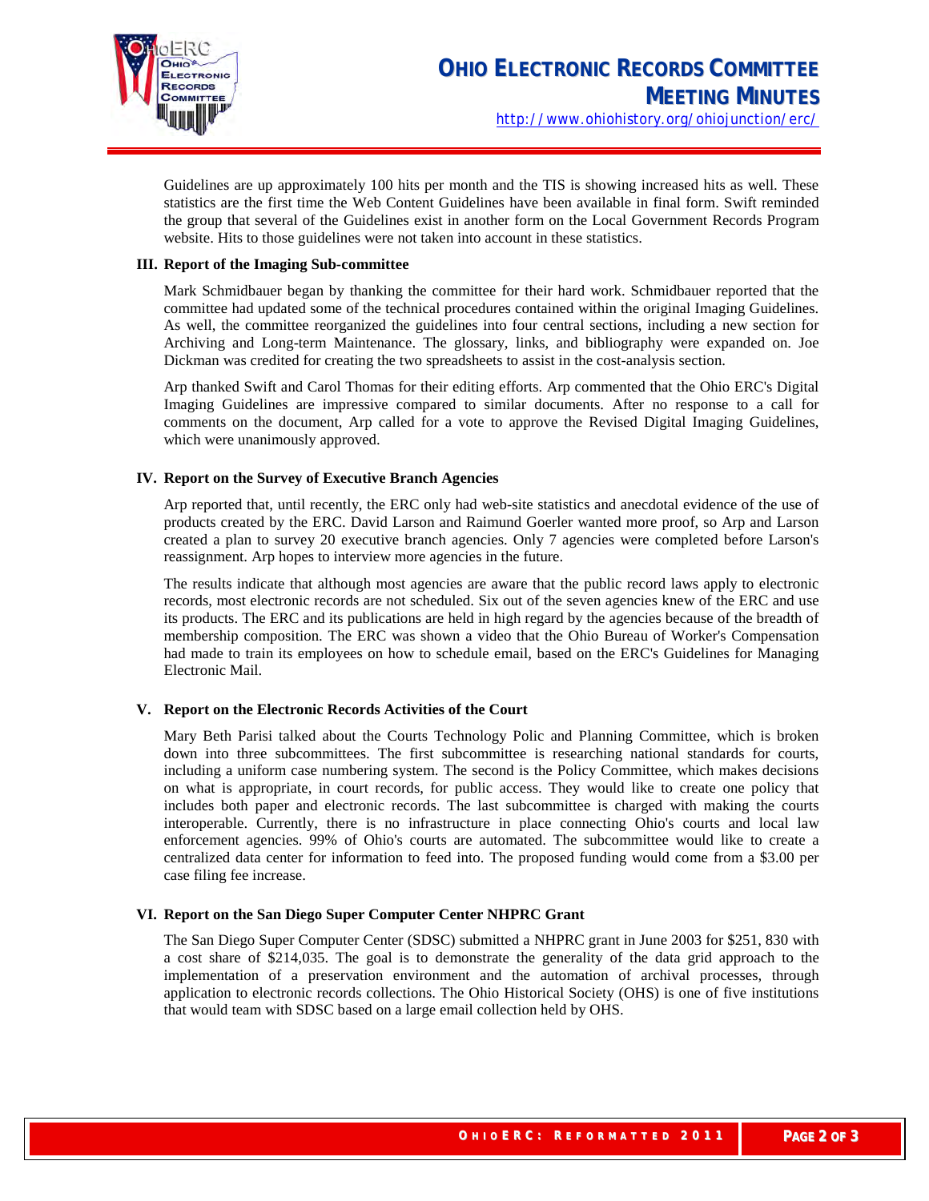Guidelines are up approximately 100 hits per month and the TIS is showing increased hits as well. These statistics are the first time the Web Content Guidelines have been available in final form. Swift reminded the group that several of the Guidelines exist in another form on the Local Government Records Program website. Hits to those guidelines were not taken into account in these statistics.

### III. Report of the Imaging Sub-committee

Mark Schmidbauer began by thanking the committee for their hard work. Schmidbauer reported that the committee had updated some of the technical procedures contained within the original Imaging Guidelines. As well, the committee reorganized the guidelines into four central sections, including a new section for Archiving and Long-term Maintenance. The glossary, links, and bibliography were expanded on. Joe Dickman was credited for creating the two spreadsheets to assist in the cost-analysis section.

Arp thanked Swift and Carol Thomas for their editing efforts. Arp commented that the Ohio ERC's Digital Imaging Guidelines are impressive compared to similar documents. After no response to a call for comments on the document, Arp called for a vote to approve the Revised Digital Imaging Guidelines, which were unanimously approved.

### IV. Report on the Survey of Executive Branch Agencies

Arp reported that, until recently, the ERC only had web-site statistics and anecdotal evidence of the use of products created by the ERC. David Larson and Raimund Goerler wanted more proof, so Arp and Larson created a plan to survey 20 executive branch agencies. Only 7 agencies were completed before Larson's reassignment. Arp hopes to interview more agencies in the future.

The results indicate that although most agencies are aware that the public record laws apply to electronic records, most electronic records are not scheduled. Six out of the seven agencies knew of the ERC and use its products. The ERC and its publications are held in high regard by the agencies because of the breadth of membership composition. The ERC was shown a video that the Ohio Bureau of Worker's Compensation had made to train its employees on how to schedule email, based on the ERC's Guidelines for Managing Electronic Mail.

### V. Report on the Electronic Records Activities of the Court

Mary Beth Parisi talked about the Courts Technology Polic and Planning Committee, which is broken down into three subcommittees. The first subcommittee is researching national standards for courts, including a uniform case numbering system. The second is the Policy Committee, which makes decisions on what is appropriate, in court records, for public access. They would like to create one policy that includes both paper and electronic records. The last subcommittee is charged with making the courts interoperable. Currently, there is no infrastructure in place connecting Ohio's courts and local law enforcement agencies. 99% of Ohio's courts are automated. The subcommittee would like to create a centralized data center for information to feed into. The proposed funding would come from a $3.00 per case filing fee increase.

### VI. Report on the San Diego Super Computer Center NHPRC Grant

The San Diego Super Computer Center (SDSC) submitted a NHPRC grant in June 2003 for $251, 830 with a cost share of $214,035. The goal is to demonstrate the generality of the data grid approach to the implementation of a preservation environment and the automation of archival processes, through application to electronic records collections. The Ohio Historical Society (OHS) is one of five institutions that would team with SDSC based on a large email collection held by OHS.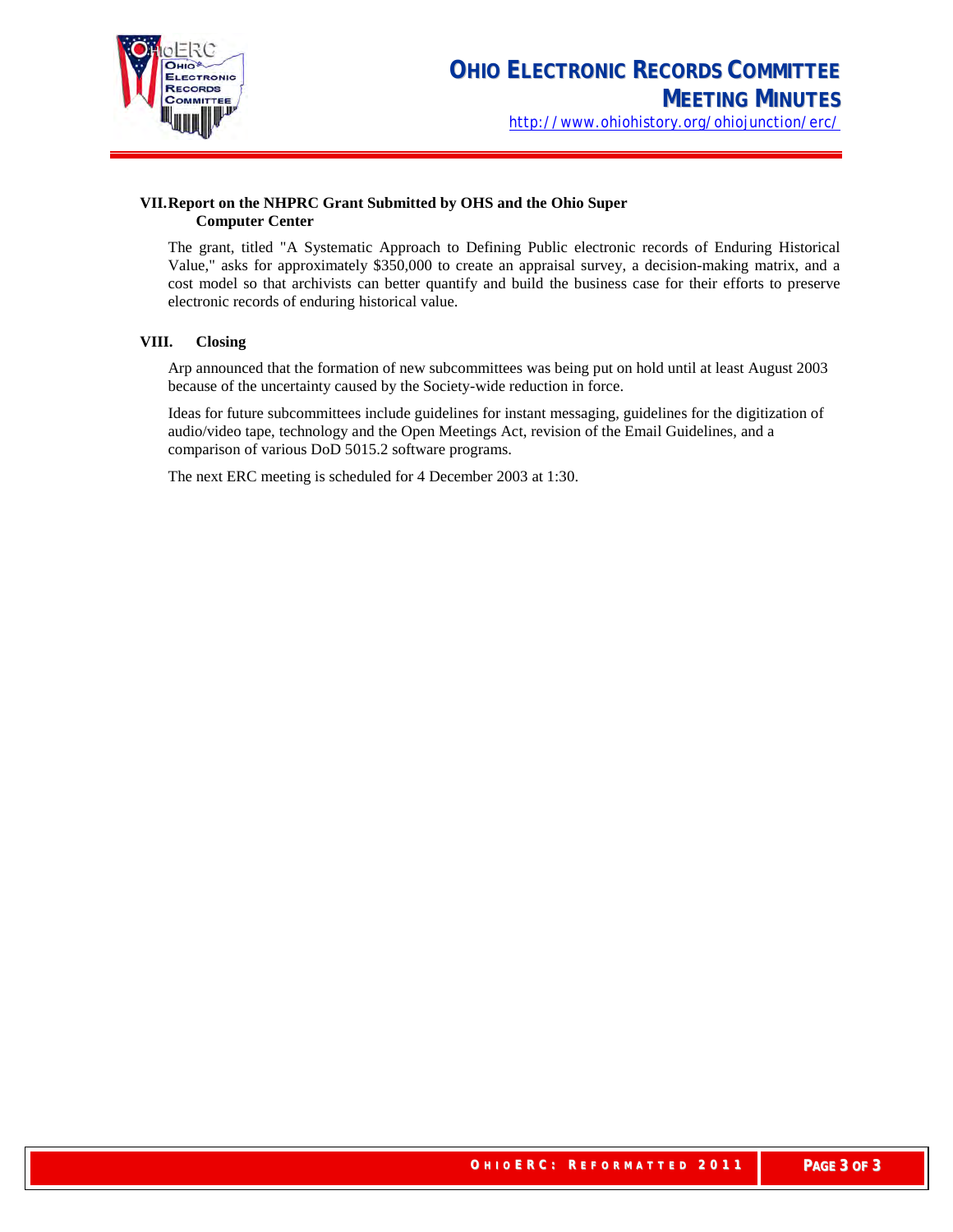## VII. Report on the NHPRC Grant Submitted by OHS and the Ohio Super Computer Center

The grant, titled "A Systematic Approach to Defining Public electronic records of Enduring Historical Value," asks for approximately $350,000 to create an appraisal survey, a decision-making matrix, and a cost model so that archivists can better quantify and build the business case for their efforts to preserve electronic records of enduring historical value.

## VIII. Closing

Arp announced that the formation of new subcommittees was being put on hold until at least August 2003 because of the uncertainty caused by the Society-wide reduction in force.

Ideas for future subcommittees include guidelines for instant messaging, guidelines for the digitization of audio/video tape, technology and the Open Meetings Act, revision of the Email Guidelines, and a comparison of various DoD 5015.2 software programs.

The next ERC meeting is scheduled for 4 December 2003 at 1:30.